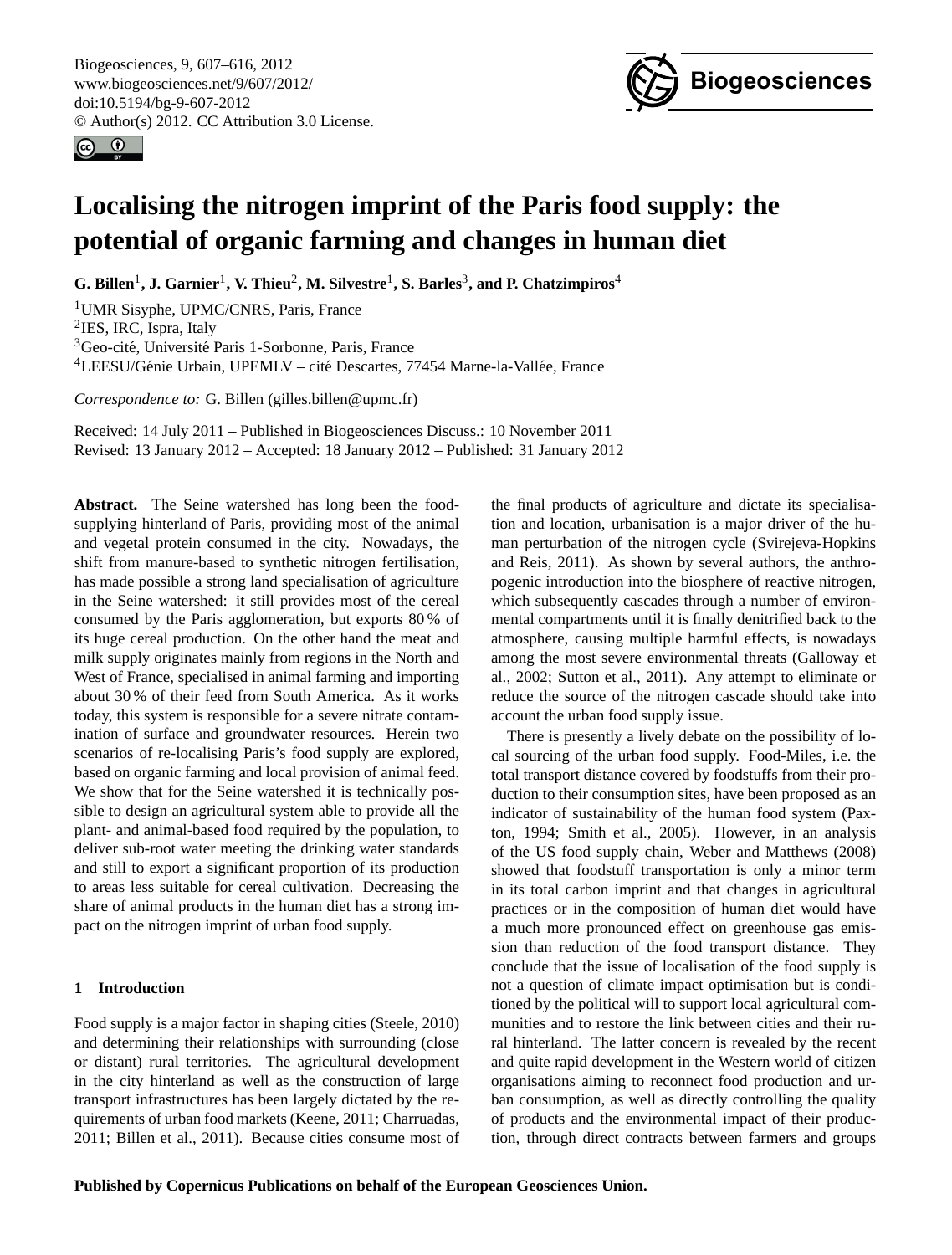# Localising the nitrogen imprint of the Paris food supply: the potential of organic farming and changes in human diet

**G. Billen[1], J. Garnier[1], V. Thieu[2], M. Silvestre[1], S. Barles[3], and P. Chatzimpiros[4]**

[1]UMR Sisyphe, UPMC/CNRS, Paris, France

[2]IES, IRC, Ispra, Italy

[3]Geo-cité, Université Paris 1-Sorbonne, Paris, France

[4]LEESU/Génie Urbain, UPEMLV – cité Descartes, 77454 Marne-la-Vallée, France

*Correspondence to:* G. Billen (gilles.billen@upmc.fr)

Received: 14 July 2011 – Published in Biogeosciences Discuss.: 10 November 2011
Revised: 13 January 2012 – Accepted: 18 January 2012 – Published: 31 January 2012

**Abstract.** The Seine watershed has long been the food-supplying hinterland of Paris, providing most of the animal and vegetal protein consumed in the city. Nowadays, the shift from manure-based to synthetic nitrogen fertilisation, has made possible a strong land specialisation of agriculture in the Seine watershed: it still provides most of the cereal consumed by the Paris agglomeration, but exports 80 % of its huge cereal production. On the other hand the meat and milk supply originates mainly from regions in the North and West of France, specialised in animal farming and importing about 30 % of their feed from South America. As it works today, this system is responsible for a severe nitrate contamination of surface and groundwater resources. Herein two scenarios of re-localising Paris's food supply are explored, based on organic farming and local provision of animal feed. We show that for the Seine watershed it is technically possible to design an agricultural system able to provide all the plant- and animal-based food required by the population, to deliver sub-root water meeting the drinking water standards and still to export a significant proportion of its production to areas less suitable for cereal cultivation. Decreasing the share of animal products in the human diet has a strong impact on the nitrogen imprint of urban food supply.

## 1 Introduction

Food supply is a major factor in shaping cities (Steele, 2010) and determining their relationships with surrounding (close or distant) rural territories. The agricultural development in the city hinterland as well as the construction of large transport infrastructures has been largely dictated by the requirements of urban food markets (Keene, 2011; Charruadas, 2011; Billen et al., 2011). Because cities consume most of the final products of agriculture and dictate its specialisation and location, urbanisation is a major driver of the human perturbation of the nitrogen cycle (Svirejeva-Hopkins and Reis, 2011). As shown by several authors, the anthropogenic introduction into the biosphere of reactive nitrogen, which subsequently cascades through a number of environmental compartments until it is finally denitrified back to the atmosphere, causing multiple harmful effects, is nowadays among the most severe environmental threats (Galloway et al., 2002; Sutton et al., 2011). Any attempt to eliminate or reduce the source of the nitrogen cascade should take into account the urban food supply issue.

There is presently a lively debate on the possibility of local sourcing of the urban food supply. Food-Miles, i.e. the total transport distance covered by foodstuffs from their production to their consumption sites, have been proposed as an indicator of sustainability of the human food system (Paxton, 1994; Smith et al., 2005). However, in an analysis of the US food supply chain, Weber and Matthews (2008) showed that foodstuff transportation is only a minor term in its total carbon imprint and that changes in agricultural practices or in the composition of human diet would have a much more pronounced effect on greenhouse gas emission than reduction of the food transport distance. They conclude that the issue of localisation of the food supply is not a question of climate impact optimisation but is conditioned by the political will to support local agricultural communities and to restore the link between cities and their rural hinterland. The latter concern is revealed by the recent and quite rapid development in the Western world of citizen organisations aiming to reconnect food production and urban consumption, as well as directly controlling the quality of products and the environmental impact of their production, through direct contracts between farmers and groups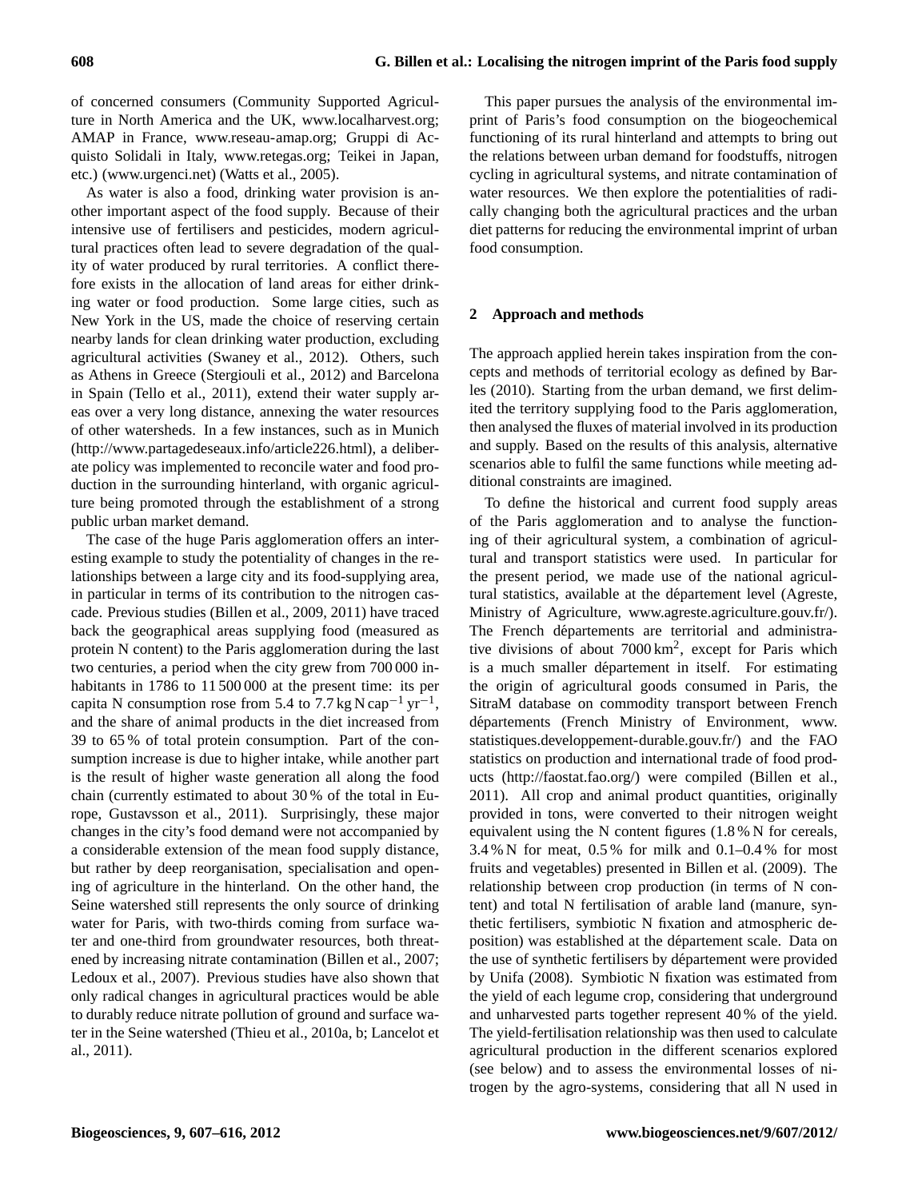of concerned consumers (Community Supported Agriculture in North America and the UK, www.localharvest.org; AMAP in France, www.reseau-amap.org; Gruppi di Acquisto Solidali in Italy, www.retegas.org; Teikei in Japan, etc.) (www.urgenci.net) (Watts et al., 2005).

As water is also a food, drinking water provision is another important aspect of the food supply. Because of their intensive use of fertilisers and pesticides, modern agricultural practices often lead to severe degradation of the quality of water produced by rural territories. A conflict therefore exists in the allocation of land areas for either drinking water or food production. Some large cities, such as New York in the US, made the choice of reserving certain nearby lands for clean drinking water production, excluding agricultural activities (Swaney et al., 2012). Others, such as Athens in Greece (Stergiouli et al., 2012) and Barcelona in Spain (Tello et al., 2011), extend their water supply areas over a very long distance, annexing the water resources of other watersheds. In a few instances, such as in Munich (http://www.partagedeseaux.info/article226.html), a deliberate policy was implemented to reconcile water and food production in the surrounding hinterland, with organic agriculture being promoted through the establishment of a strong public urban market demand.

The case of the huge Paris agglomeration offers an interesting example to study the potentiality of changes in the relationships between a large city and its food-supplying area, in particular in terms of its contribution to the nitrogen cascade. Previous studies (Billen et al., 2009, 2011) have traced back the geographical areas supplying food (measured as protein N content) to the Paris agglomeration during the last two centuries, a period when the city grew from 700 000 inhabitants in 1786 to 11 500 000 at the present time: its per capita N consumption rose from 5.4 to 7.7 $\text{kg N cap}^{-1}\,\text{yr}^{-1}$, and the share of animal products in the diet increased from 39 to 65 % of total protein consumption. Part of the consumption increase is due to higher intake, while another part is the result of higher waste generation all along the food chain (currently estimated to about 30 % of the total in Europe, Gustavsson et al., 2011). Surprisingly, these major changes in the city's food demand were not accompanied by a considerable extension of the mean food supply distance, but rather by deep reorganisation, specialisation and opening of agriculture in the hinterland. On the other hand, the Seine watershed still represents the only source of drinking water for Paris, with two-thirds coming from surface water and one-third from groundwater resources, both threatened by increasing nitrate contamination (Billen et al., 2007; Ledoux et al., 2007). Previous studies have also shown that only radical changes in agricultural practices would be able to durably reduce nitrate pollution of ground and surface water in the Seine watershed (Thieu et al., 2010a, b; Lancelot et al., 2011).

This paper pursues the analysis of the environmental imprint of Paris's food consumption on the biogeochemical functioning of its rural hinterland and attempts to bring out the relations between urban demand for foodstuffs, nitrogen cycling in agricultural systems, and nitrate contamination of water resources. We then explore the potentialities of radically changing both the agricultural practices and the urban diet patterns for reducing the environmental imprint of urban food consumption.

## 2 Approach and methods

The approach applied herein takes inspiration from the concepts and methods of territorial ecology as defined by Barles (2010). Starting from the urban demand, we first delimited the territory supplying food to the Paris agglomeration, then analysed the fluxes of material involved in its production and supply. Based on the results of this analysis, alternative scenarios able to fulfil the same functions while meeting additional constraints are imagined.

To define the historical and current food supply areas of the Paris agglomeration and to analyse the functioning of their agricultural system, a combination of agricultural and transport statistics were used. In particular for the present period, we made use of the national agricultural statistics, available at the département level (Agreste, Ministry of Agriculture, www.agreste.agriculture.gouv.fr/). The French départements are territorial and administrative divisions of about 7000 $\text{km}^2$, except for Paris which is a much smaller département in itself. For estimating the origin of agricultural goods consumed in Paris, the SitraM database on commodity transport between French départements (French Ministry of Environment, www.statistiques.developpement-durable.gouv.fr/) and the FAO statistics on production and international trade of food products (http://faostat.fao.org/) were compiled (Billen et al., 2011). All crop and animal product quantities, originally provided in tons, were converted to their nitrogen weight equivalent using the N content figures (1.8 % N for cereals, 3.4 % N for meat, 0.5 % for milk and 0.1–0.4 % for most fruits and vegetables) presented in Billen et al. (2009). The relationship between crop production (in terms of N content) and total N fertilisation of arable land (manure, synthetic fertilisers, symbiotic N fixation and atmospheric deposition) was established at the département scale. Data on the use of synthetic fertilisers by département were provided by Unifa (2008). Symbiotic N fixation was estimated from the yield of each legume crop, considering that underground and unharvested parts together represent 40 % of the yield. The yield-fertilisation relationship was then used to calculate agricultural production in the different scenarios explored (see below) and to assess the environmental losses of nitrogen by the agro-systems, considering that all N used in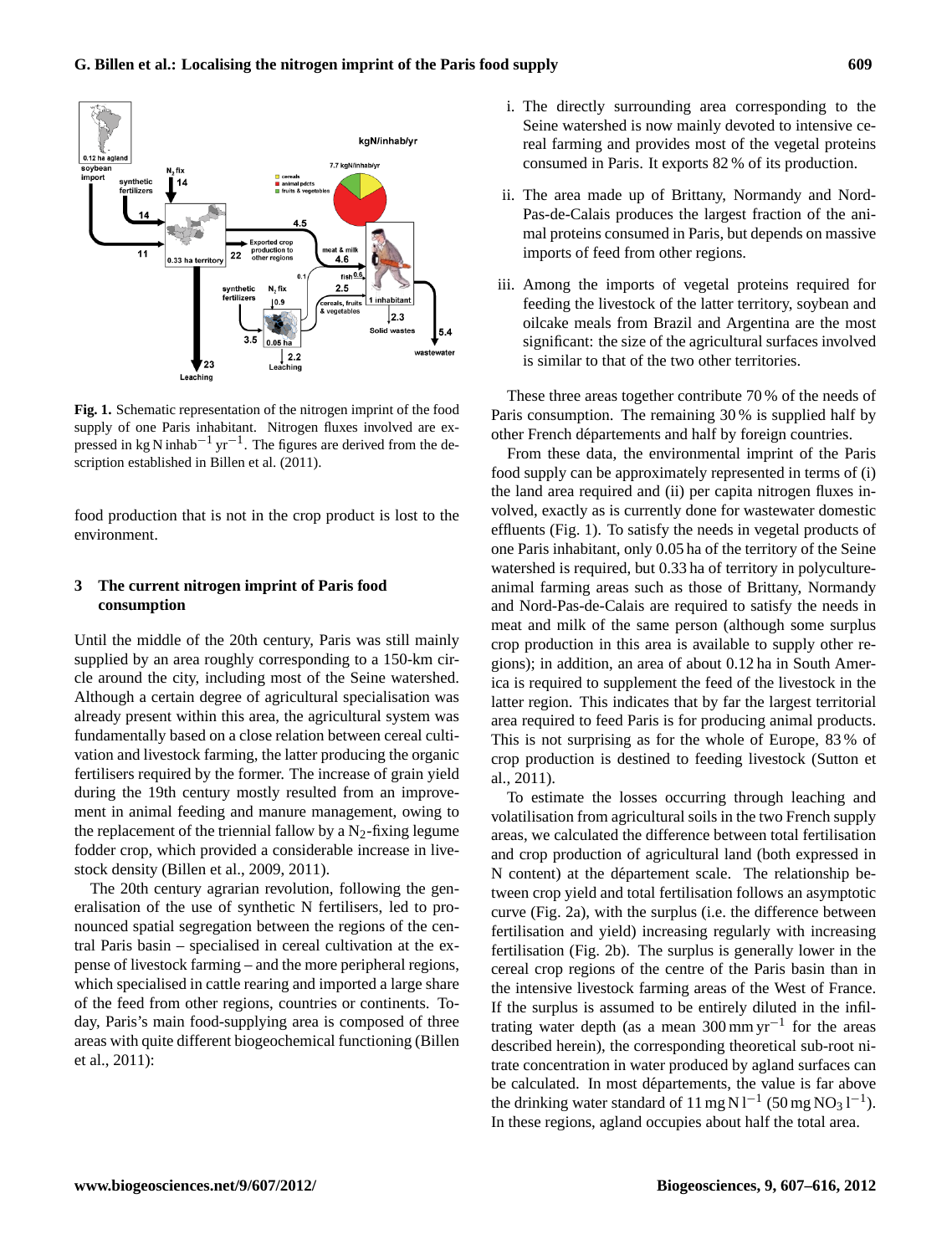**Fig. 1.** Schematic representation of the nitrogen imprint of the food supply of one Paris inhabitant. Nitrogen fluxes involved are expressed in kg N inhab$^{-1}$ yr$^{-1}$. The figures are derived from the description established in Billen et al. (2011).

food production that is not in the crop product is lost to the environment.

## 3 The current nitrogen imprint of Paris food consumption

Until the middle of the 20th century, Paris was still mainly supplied by an area roughly corresponding to a 150-km circle around the city, including most of the Seine watershed. Although a certain degree of agricultural specialisation was already present within this area, the agricultural system was fundamentally based on a close relation between cereal cultivation and livestock farming, the latter producing the organic fertilisers required by the former. The increase of grain yield during the 19th century mostly resulted from an improvement in animal feeding and manure management, owing to the replacement of the triennial fallow by a $N_2$-fixing legume fodder crop, which provided a considerable increase in livestock density (Billen et al., 2009, 2011).

The 20th century agrarian revolution, following the generalisation of the use of synthetic N fertilisers, led to pronounced spatial segregation between the regions of the central Paris basin – specialised in cereal cultivation at the expense of livestock farming – and the more peripheral regions, which specialised in cattle rearing and imported a large share of the feed from other regions, countries or continents. Today, Paris's main food-supplying area is composed of three areas with quite different biogeochemical functioning (Billen et al., 2011):

i. The directly surrounding area corresponding to the Seine watershed is now mainly devoted to intensive cereal farming and provides most of the vegetal proteins consumed in Paris. It exports 82 % of its production.

ii. The area made up of Brittany, Normandy and Nord-Pas-de-Calais produces the largest fraction of the animal proteins consumed in Paris, but depends on massive imports of feed from other regions.

iii. Among the imports of vegetal proteins required for feeding the livestock of the latter territory, soybean and oilcake meals from Brazil and Argentina are the most significant: the size of the agricultural surfaces involved is similar to that of the two other territories.

These three areas together contribute 70 % of the needs of Paris consumption. The remaining 30 % is supplied half by other French départements and half by foreign countries.

From these data, the environmental imprint of the Paris food supply can be approximately represented in terms of (i) the land area required and (ii) per capita nitrogen fluxes involved, exactly as is currently done for wastewater domestic effluents (Fig. 1). To satisfy the needs in vegetal products of one Paris inhabitant, only 0.05 ha of the territory of the Seine watershed is required, but 0.33 ha of territory in polyculture-animal farming areas such as those of Brittany, Normandy and Nord-Pas-de-Calais are required to satisfy the needs in meat and milk of the same person (although some surplus crop production in this area is available to supply other regions); in addition, an area of about 0.12 ha in South America is required to supplement the feed of the livestock in the latter region. This indicates that by far the largest territorial area required to feed Paris is for producing animal products. This is not surprising as for the whole of Europe, 83 % of crop production is destined to feeding livestock (Sutton et al., 2011).

To estimate the losses occurring through leaching and volatilisation from agricultural soils in the two French supply areas, we calculated the difference between total fertilisation and crop production of agricultural land (both expressed in N content) at the département scale. The relationship between crop yield and total fertilisation follows an asymptotic curve (Fig. 2a), with the surplus (i.e. the difference between fertilisation and yield) increasing regularly with increasing fertilisation (Fig. 2b). The surplus is generally lower in the cereal crop regions of the centre of the Paris basin than in the intensive livestock farming areas of the West of France. If the surplus is assumed to be entirely diluted in the infiltrating water depth (as a mean 300 mm yr$^{-1}$ for the areas described herein), the corresponding theoretical sub-root nitrate concentration in water produced by agland surfaces can be calculated. In most départements, the value is far above the drinking water standard of 11 mg N l$^{-1}$ (50 mg $NO_3$ l$^{-1}$). In these regions, agland occupies about half the total area.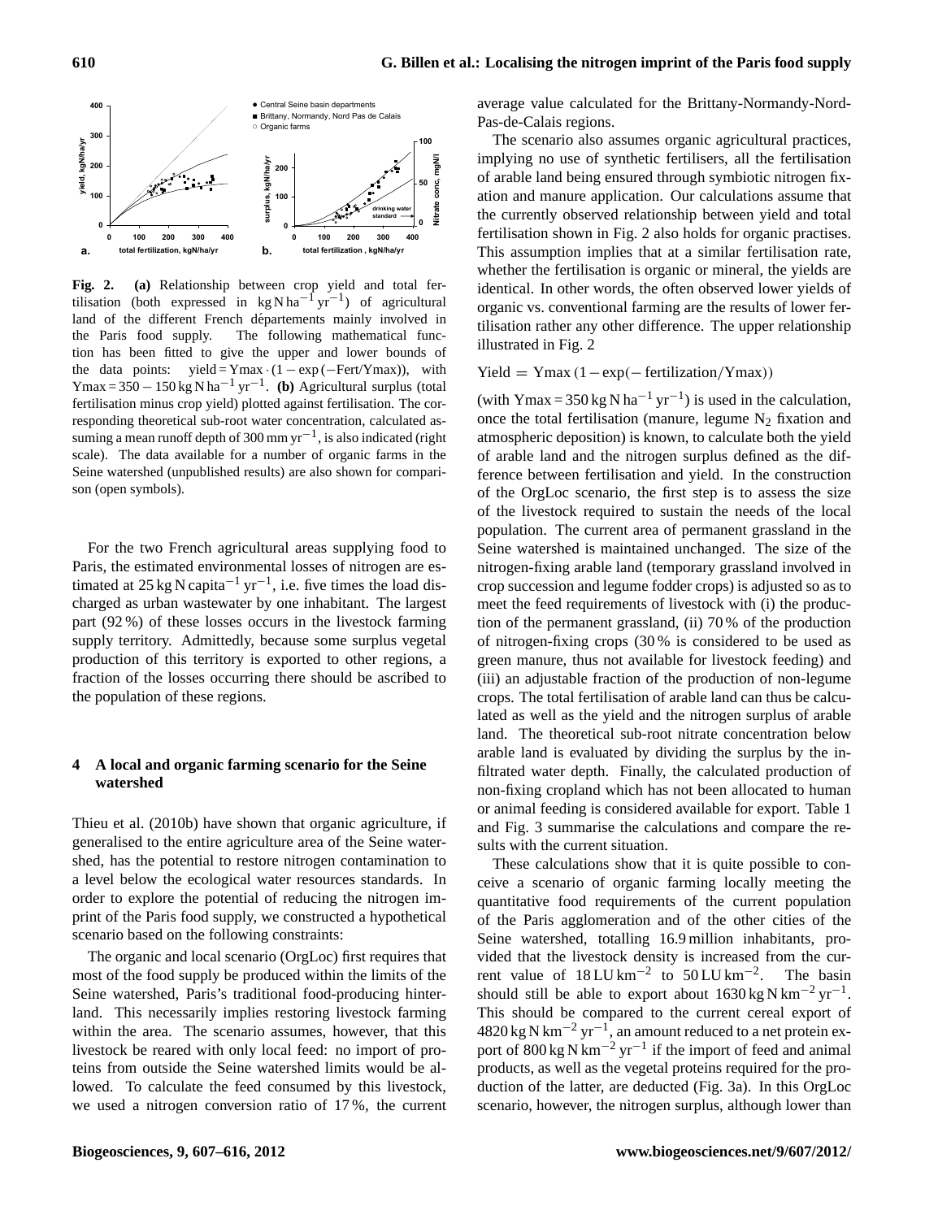400
300
200
100
0
yield, kgN/ha/yr
0 100 200 300 400
total fertilization, kgN/ha/yr
a.

● Central Seine basin departments
■ Brittany, Normandy, Nord Pas de Calais
○ Organic farms

200
100
0
surplus, kgN/ha/yr
0 100 200 300 400
total fertilization , kgN/ha/yr
b.
100
50
0
Nitrate conc, mgN/l
drinking water standard

**Fig. 2.** **(a)** Relationship between crop yield and total fertilisation (both expressed in $\mathrm{kg\,N\,ha^{-1}\,yr^{-1}}$) of agricultural land of the different French départements mainly involved in the Paris food supply. The following mathematical function has been fitted to give the upper and lower bounds of the data points: $\text{yield} = \text{Ymax} \cdot (1 - \exp(-\text{Fert}/\text{Ymax}))$, with $\text{Ymax} = 350 - 150\,\mathrm{kg\,N\,ha^{-1}\,yr^{-1}}$. **(b)** Agricultural surplus (total fertilisation minus crop yield) plotted against fertilisation. The corresponding theoretical sub-root water concentration, calculated assuming a mean runoff depth of $300\,\mathrm{mm\,yr^{-1}}$, is also indicated (right scale). The data available for a number of organic farms in the Seine watershed (unpublished results) are also shown for comparison (open symbols).

For the two French agricultural areas supplying food to Paris, the estimated environmental losses of nitrogen are estimated at $25\,\mathrm{kg\,N\,capita^{-1}\,yr^{-1}}$, i.e. five times the load discharged as urban wastewater by one inhabitant. The largest part (92 %) of these losses occurs in the livestock farming supply territory. Admittedly, because some surplus vegetal production of this territory is exported to other regions, a fraction of the losses occurring there should be ascribed to the population of these regions.

## 4 A local and organic farming scenario for the Seine watershed

Thieu et al. (2010b) have shown that organic agriculture, if generalised to the entire agriculture area of the Seine watershed, has the potential to restore nitrogen contamination to a level below the ecological water resources standards. In order to explore the potential of reducing the nitrogen imprint of the Paris food supply, we constructed a hypothetical scenario based on the following constraints:

The organic and local scenario (OrgLoc) first requires that most of the food supply be produced within the limits of the Seine watershed, Paris's traditional food-producing hinterland. This necessarily implies restoring livestock farming within the area. The scenario assumes, however, that this livestock be reared with only local feed: no import of proteins from outside the Seine watershed limits would be allowed. To calculate the feed consumed by this livestock, we used a nitrogen conversion ratio of 17 %, the current average value calculated for the Brittany-Normandy-Nord-Pas-de-Calais regions.

The scenario also assumes organic agricultural practices, implying no use of synthetic fertilisers, all the fertilisation of arable land being ensured through symbiotic nitrogen fixation and manure application. Our calculations assume that the currently observed relationship between yield and total fertilisation shown in Fig. 2 also holds for organic practises. This assumption implies that at a similar fertilisation rate, whether the fertilisation is organic or mineral, the yields are identical. In other words, the often observed lower yields of organic vs. conventional farming are the results of lower fertilisation rather any other difference. The upper relationship illustrated in Fig. 2

$$\text{Yield} = \text{Ymax}\,(1 - \exp(-\,\text{fertilization}/\text{Ymax}))$$

(with $\text{Ymax} = 350\,\mathrm{kg\,N\,ha^{-1}\,yr^{-1}}$) is used in the calculation, once the total fertilisation (manure, legume $N_2$ fixation and atmospheric deposition) is known, to calculate both the yield of arable land and the nitrogen surplus defined as the difference between fertilisation and yield. In the construction of the OrgLoc scenario, the first step is to assess the size of the livestock required to sustain the needs of the local population. The current area of permanent grassland in the Seine watershed is maintained unchanged. The size of the nitrogen-fixing arable land (temporary grassland involved in crop succession and legume fodder crops) is adjusted so as to meet the feed requirements of livestock with (i) the production of the permanent grassland, (ii) 70 % of the production of nitrogen-fixing crops (30 % is considered to be used as green manure, thus not available for livestock feeding) and (iii) an adjustable fraction of the production of non-legume crops. The total fertilisation of arable land can thus be calculated as well as the yield and the nitrogen surplus of arable land. The theoretical sub-root nitrate concentration below arable land is evaluated by dividing the surplus by the infiltrated water depth. Finally, the calculated production of non-fixing cropland which has not been allocated to human or animal feeding is considered available for export. Table 1 and Fig. 3 summarise the calculations and compare the results with the current situation.

These calculations show that it is quite possible to conceive a scenario of organic farming locally meeting the quantitative food requirements of the current population of the Paris agglomeration and of the other cities of the Seine watershed, totalling 16.9 million inhabitants, provided that the livestock density is increased from the current value of $18\,\mathrm{LU\,km^{-2}}$ to $50\,\mathrm{LU\,km^{-2}}$. The basin should still be able to export about $1630\,\mathrm{kg\,N\,km^{-2}\,yr^{-1}}$. This should be compared to the current cereal export of $4820\,\mathrm{kg\,N\,km^{-2}\,yr^{-1}}$, an amount reduced to a net protein export of $800\,\mathrm{kg\,N\,km^{-2}\,yr^{-1}}$ if the import of feed and animal products, as well as the vegetal proteins required for the production of the latter, are deducted (Fig. 3a). In this OrgLoc scenario, however, the nitrogen surplus, although lower than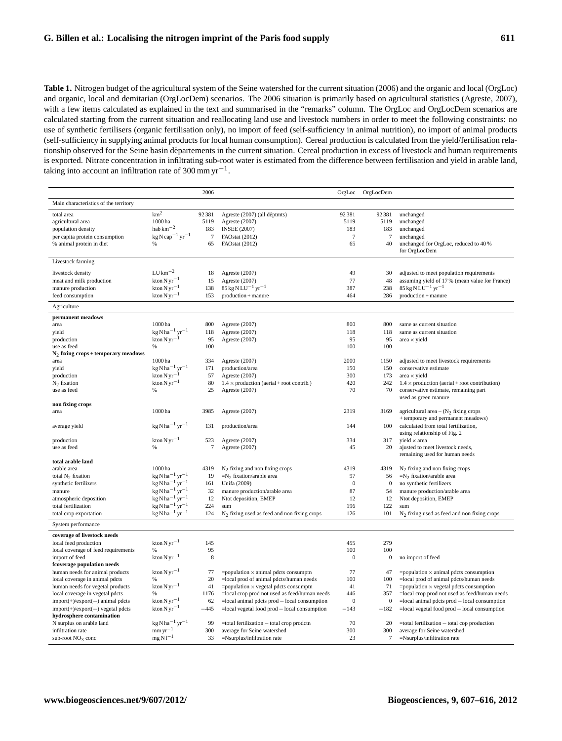**Table 1.** Nitrogen budget of the agricultural system of the Seine watershed for the current situation (2006) and the organic and local (OrgLoc) and organic, local and demitarian (OrgLocDem) scenarios. The 2006 situation is primarily based on agricultural statistics (Agreste, 2007), with a few items calculated as explained in the text and summarised in the "remarks" column. The OrgLoc and OrgLocDem scenarios are calculated starting from the current situation and reallocating land use and livestock numbers in order to meet the following constraints: no use of synthetic fertilisers (organic fertilisation only), no import of feed (self-sufficiency in animal nutrition), no import of animal products (self-sufficiency in supplying animal products for local human consumption). Cereal production is calculated from the yield/fertilisation relationship observed for the Seine basin départements in the current situation. Cereal production in excess of livestock and human requirements is exported. Nitrate concentration in infiltrating sub-root water is estimated from the difference between fertilisation and yield in arable land, taking into account an infiltration rate of 300 mm $yr^{-1}$.

| | | 2006 | | OrgLoc | OrgLocDem | |
|---|---|---|---|---|---|---|
| Main characteristics of the territory | | | | | | |
| total area | $km^2$ | 92 381 | Agreste (2007) (all déptmts) | 92 381 | 92 381 | unchanged |
| agricultural area | 1000 ha | 5119 | Agreste (2007) | 5119 | 5119 | unchanged |
| population density | hab $km^{-2}$ | 183 | INSEE (2007) | 183 | 183 | unchanged |
| per capita protein consumption | kg N $cap^{-1}$ $yr^{-1}$ | 7 | FAOstat (2012) | 7 | 7 | unchanged |
| % animal protein in diet | % | 65 | FAOstat (2012) | 65 | 40 | unchanged for OrgLoc, reduced to 40 % for OrgLocDem |
| Livestock farming | | | | | | |
| livestock density | LU $km^{-2}$ | 18 | Agreste (2007) | 49 | 30 | adjusted to meet population requirements |
| meat and milk production | kton N $yr^{-1}$ | 15 | Agreste (2007) | 77 | 48 | assuming yield of 17 % (mean value for France) |
| manure production | kton N $yr^{-1}$ | 138 | 85 kg N $LU^{-1}$ $yr^{-1}$ | 387 | 238 | 85 kg N $LU^{-1}$ $yr^{-1}$ |
| feed consumption | kton N $yr^{-1}$ | 153 | production + manure | 464 | 286 | production + manure |
| Agriculture | | | | | | |
| **permanent meadows** | | | | | | |
| area | 1000 ha | 800 | Agreste (2007) | 800 | 800 | same as current situation |
| yield | kg N $ha^{-1}$ $yr^{-1}$ | 118 | Agreste (2007) | 118 | 118 | same as current situation |
| production | kton N $yr^{-1}$ | 95 | Agreste (2007) | 95 | 95 | area × yield |
| use as feed | % | 100 | | 100 | 100 | |
| **$N_2$ fixing crops + temporary meadows** | | | | | | |
| area | 1000 ha | 334 | Agreste (2007) | 2000 | 1150 | adjusted to meet livestock requirements |
| yield | kg N $ha^{-1}$ $yr^{-1}$ | 171 | production/area | 150 | 150 | conservative estimate |
| production | kton N $yr^{-1}$ | 57 | Agreste (2007) | 300 | 173 | area × yield |
| $N_2$ fixation | kton N $yr^{-1}$ | 80 | 1.4 × production (aerial + root contrib.) | 420 | 242 | 1.4 × production (aerial + root contribution) |
| use as feed | % | 25 | Agreste (2007) | 70 | 70 | conservative estimate, remaining part used as green manure |
| **non fixing crops** | | | | | | |
| area | 1000 ha | 3985 | Agreste (2007) | 2319 | 3169 | agricultural area – ($N_2$ fixing crops + temporary and permanent meadows) |
| average yield | kg N $ha^{-1}$ $yr^{-1}$ | 131 | production/area | 144 | 100 | calculated from total fertilization, using relationship of Fig. 2 |
| production | kton N $yr^{-1}$ | 523 | Agreste (2007) | 334 | 317 | yield × area |
| use as feed | % | 7 | Agreste (2007) | 45 | 20 | ajusted to meet livestock needs, remaining used for human needs |
| **total arable land** | | | | | | |
| arable area | 1000 ha | 4319 | $N_2$ fixing and non fixing crops | 4319 | 4319 | $N_2$ fixing and non fixing crops |
| total $N_2$ fixation | kg N $ha^{-1}$ $yr^{-1}$ | 19 | =$N_2$ fixation/arable area | 97 | 56 | =$N_2$ fixation/arable area |
| synthetic fertilizers | kg N $ha^{-1}$ $yr^{-1}$ | 161 | Unifa (2009) | 0 | 0 | no synthetic fertilizers |
| manure | kg N $ha^{-1}$ $yr^{-1}$ | 32 | manure production/arable area | 87 | 54 | manure production/arable area |
| atmospheric deposition | kg N $ha^{-1}$ $yr^{-1}$ | 12 | Ntot deposition, EMEP | 12 | 12 | Ntot deposition, EMEP |
| total fertilization | kg N $ha^{-1}$ $yr^{-1}$ | 224 | sum | 196 | 122 | sum |
| total crop exportation | kg N $ha^{-1}$ $yr^{-1}$ | 124 | $N_2$ fixing used as feed and non fixing crops | 126 | 101 | $N_2$ fixing used as feed and non fixing crops |
| System performance | | | | | | |
| **coverage of livestock needs** | | | | | | |
| local feed production | kton N $yr^{-1}$ | 145 | | 455 | 279 | |
| local coverage of feed requirements | % | 95 | | 100 | 100 | |
| import of feed | kton N $yr^{-1}$ | 8 | | 0 | 0 | no import of feed |
| **fcoverage population needs** | | | | | | |
| human needs for animal products | kton N $yr^{-1}$ | 77 | =population × animal pdcts consumptn | 77 | 47 | =population × animal pdcts consumption |
| local coverage in animal pdcts | % | 20 | =local prod of animal pdcts/human needs | 100 | 100 | =local prod of animal pdcts/human needs |
| human needs for vegetal products | kton N $yr^{-1}$ | 41 | =population × vegetal pdcts consumptn | 41 | 71 | =population × vegetal pdcts consumption |
| local coverage in vegetal pdcts | % | 1176 | =local crop prod not used as feed/human needs | 446 | 357 | =local crop prod not used as feed/human needs |
| import(+)/export(−) animal pdcts | kton N $yr^{-1}$ | 62 | =local animal pdcts prod – local consumption | 0 | 0 | =local animal pdcts prod – local consumption |
| import(+)/export(−) vegetal pdcts | kton N $yr^{-1}$ | −445 | =local vegetal food prod – local consumption | −143 | −182 | =local vegetal food prod – local consumption |
| **hydrosphere contamination** | | | | | | |
| N surplus on arable land | kg N $ha^{-1}$ $yr^{-1}$ | 99 | =total fertilization – total crop prodctn | 70 | 20 | =total fertilization – total cop production |
| infiltration rate | mm $yr^{-1}$ | 300 | average for Seine watershed | 300 | 300 | average for Seine watershed |
| sub-root $NO_3$ conc | mg N $l^{-1}$ | 33 | =Nsurplus/infiltration rate | 23 | 7 | =Nsurplus/infiltration rate |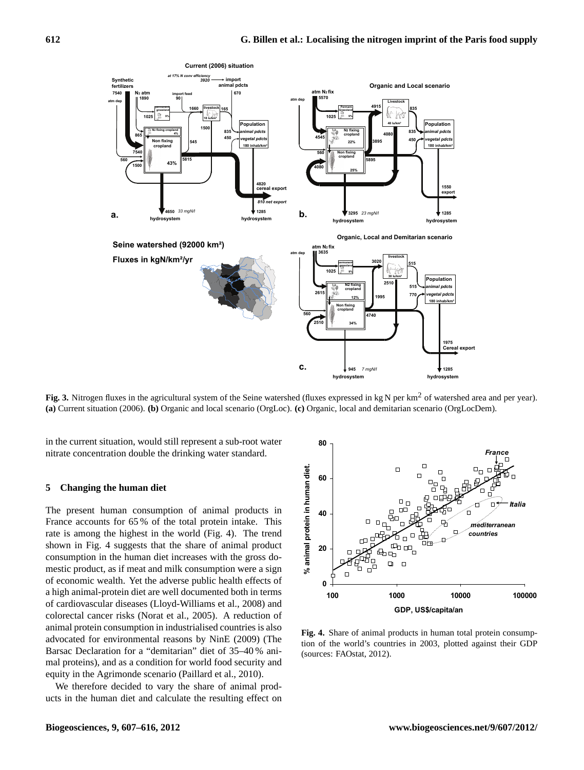**Fig. 3.** Nitrogen fluxes in the agricultural system of the Seine watershed (fluxes expressed in kg N per km$^2$ of watershed area and per year). **(a)** Current situation (2006). **(b)** Organic and local scenario (OrgLoc). **(c)** Organic, local and demitarian scenario (OrgLocDem).

in the current situation, would still represent a sub-root water nitrate concentration double the drinking water standard.

## 5 Changing the human diet

The present human consumption of animal products in France accounts for 65 % of the total protein intake. This rate is among the highest in the world (Fig. 4). The trend shown in Fig. 4 suggests that the share of animal product consumption in the human diet increases with the gross domestic product, as if meat and milk consumption were a sign of economic wealth. Yet the adverse public health effects of a high animal-protein diet are well documented both in terms of cardiovascular diseases (Lloyd-Williams et al., 2008) and colorectal cancer risks (Norat et al., 2005). A reduction of animal protein consumption in industrialised countries is also advocated for environmental reasons by NinE (2009) (The Barsac Declaration for a "demitarian" diet of 35–40 % animal proteins), and as a condition for world food security and equity in the Agrimonde scenario (Paillard et al., 2010).

We therefore decided to vary the share of animal products in the human diet and calculate the resulting effect on

**Fig. 4.** Share of animal products in human total protein consumption of the world's countries in 2003, plotted against their GDP (sources: FAOstat, 2012).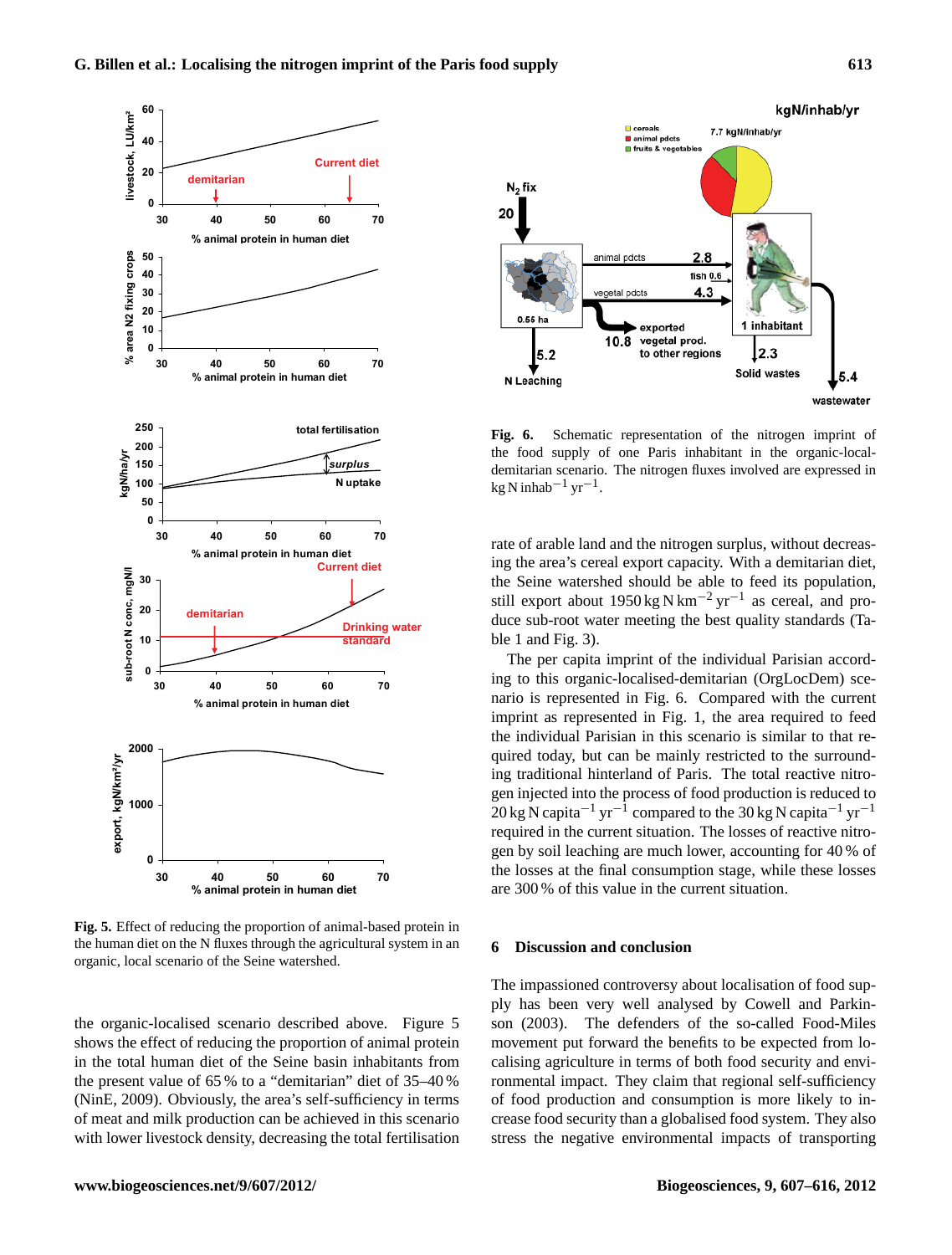Fig. 5. Effect of reducing the proportion of animal-based protein in the human diet on the N fluxes through the agricultural system in an organic, local scenario of the Seine watershed.

the organic-localised scenario described above. Figure 5 shows the effect of reducing the proportion of animal protein in the total human diet of the Seine basin inhabitants from the present value of 65 % to a "demitarian" diet of 35–40 % (NinE, 2009). Obviously, the area's self-sufficiency in terms of meat and milk production can be achieved in this scenario with lower livestock density, decreasing the total fertilisation rate of arable land and the nitrogen surplus, without decreasing the area's cereal export capacity. With a demitarian diet, the Seine watershed should be able to feed its population, still export about 1950 kg N $km^{-2}$ $yr^{-1}$ as cereal, and produce sub-root water meeting the best quality standards (Table 1 and Fig. 3).

The per capita imprint of the individual Parisian according to this organic-localised-demitarian (OrgLocDem) scenario is represented in Fig. 6. Compared with the current imprint as represented in Fig. 1, the area required to feed the individual Parisian in this scenario is similar to that required today, but can be mainly restricted to the surrounding traditional hinterland of Paris. The total reactive nitrogen injected into the process of food production is reduced to 20 kg N $capita^{-1}$ $yr^{-1}$ compared to the 30 kg N $capita^{-1}$ $yr^{-1}$ required in the current situation. The losses of reactive nitrogen by soil leaching are much lower, accounting for 40 % of the losses at the final consumption stage, while these losses are 300 % of this value in the current situation.

Fig. 6. Schematic representation of the nitrogen imprint of the food supply of one Paris inhabitant in the organic-local-demitarian scenario. The nitrogen fluxes involved are expressed in kg N $inhab^{-1}$ $yr^{-1}$.

## 6 Discussion and conclusion

The impassioned controversy about localisation of food supply has been very well analysed by Cowell and Parkinson (2003). The defenders of the so-called Food-Miles movement put forward the benefits to be expected from localising agriculture in terms of both food security and environmental impact. They claim that regional self-sufficiency of food production and consumption is more likely to increase food security than a globalised food system. They also stress the negative environmental impacts of transporting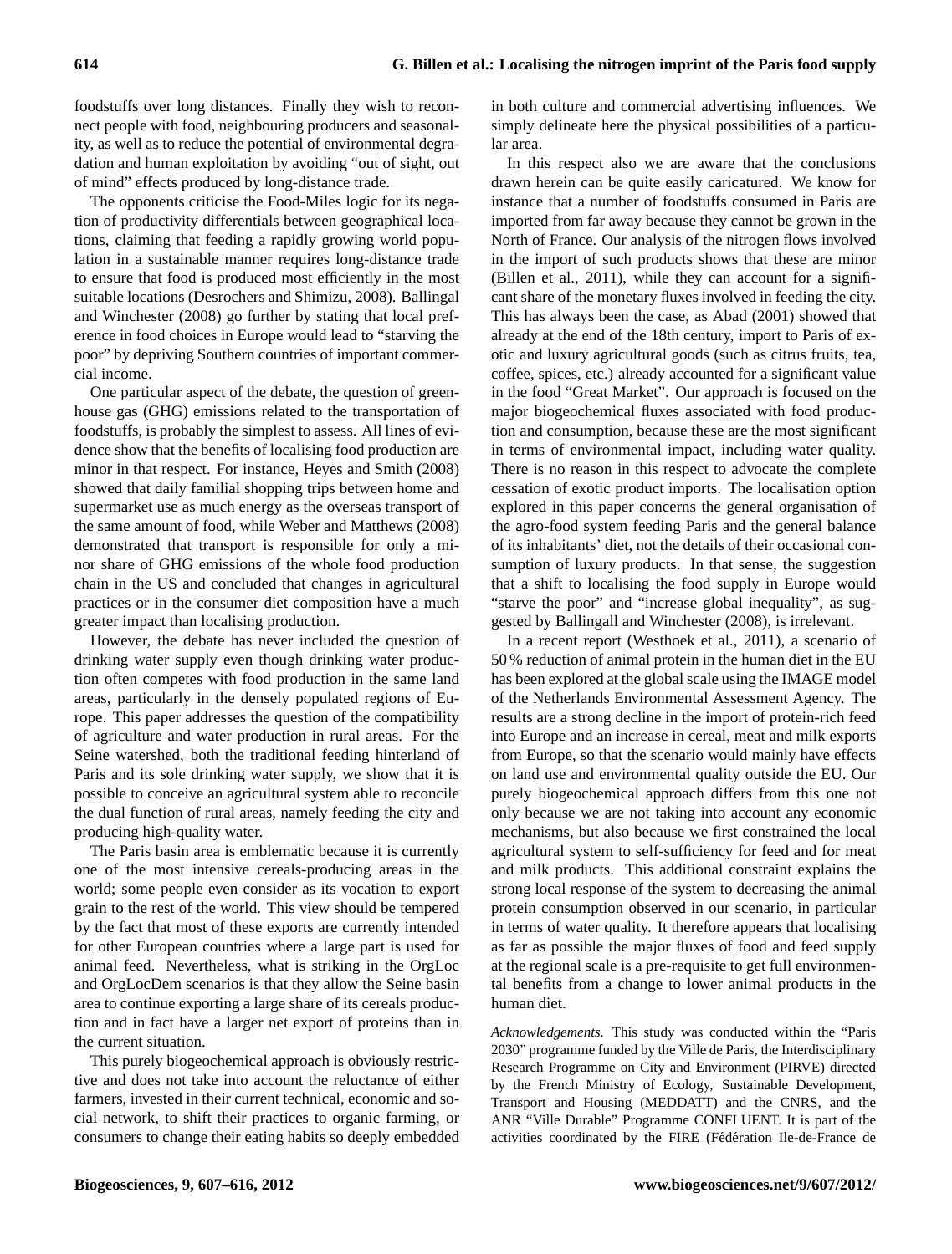foodstuffs over long distances. Finally they wish to reconnect people with food, neighbouring producers and seasonality, as well as to reduce the potential of environmental degradation and human exploitation by avoiding "out of sight, out of mind" effects produced by long-distance trade.

The opponents criticise the Food-Miles logic for its negation of productivity differentials between geographical locations, claiming that feeding a rapidly growing world population in a sustainable manner requires long-distance trade to ensure that food is produced most efficiently in the most suitable locations (Desrochers and Shimizu, 2008). Ballingal and Winchester (2008) go further by stating that local preference in food choices in Europe would lead to "starving the poor" by depriving Southern countries of important commercial income.

One particular aspect of the debate, the question of greenhouse gas (GHG) emissions related to the transportation of foodstuffs, is probably the simplest to assess. All lines of evidence show that the benefits of localising food production are minor in that respect. For instance, Heyes and Smith (2008) showed that daily familial shopping trips between home and supermarket use as much energy as the overseas transport of the same amount of food, while Weber and Matthews (2008) demonstrated that transport is responsible for only a minor share of GHG emissions of the whole food production chain in the US and concluded that changes in agricultural practices or in the consumer diet composition have a much greater impact than localising production.

However, the debate has never included the question of drinking water supply even though drinking water production often competes with food production in the same land areas, particularly in the densely populated regions of Europe. This paper addresses the question of the compatibility of agriculture and water production in rural areas. For the Seine watershed, both the traditional feeding hinterland of Paris and its sole drinking water supply, we show that it is possible to conceive an agricultural system able to reconcile the dual function of rural areas, namely feeding the city and producing high-quality water.

The Paris basin area is emblematic because it is currently one of the most intensive cereals-producing areas in the world; some people even consider as its vocation to export grain to the rest of the world. This view should be tempered by the fact that most of these exports are currently intended for other European countries where a large part is used for animal feed. Nevertheless, what is striking in the OrgLoc and OrgLocDem scenarios is that they allow the Seine basin area to continue exporting a large share of its cereals production and in fact have a larger net export of proteins than in the current situation.

This purely biogeochemical approach is obviously restrictive and does not take into account the reluctance of either farmers, invested in their current technical, economic and social network, to shift their practices to organic farming, or consumers to change their eating habits so deeply embedded in both culture and commercial advertising influences. We simply delineate here the physical possibilities of a particular area.

In this respect also we are aware that the conclusions drawn herein can be quite easily caricatured. We know for instance that a number of foodstuffs consumed in Paris are imported from far away because they cannot be grown in the North of France. Our analysis of the nitrogen flows involved in the import of such products shows that these are minor (Billen et al., 2011), while they can account for a significant share of the monetary fluxes involved in feeding the city. This has always been the case, as Abad (2001) showed that already at the end of the 18th century, import to Paris of exotic and luxury agricultural goods (such as citrus fruits, tea, coffee, spices, etc.) already accounted for a significant value in the food "Great Market". Our approach is focused on the major biogeochemical fluxes associated with food production and consumption, because these are the most significant in terms of environmental impact, including water quality. There is no reason in this respect to advocate the complete cessation of exotic product imports. The localisation option explored in this paper concerns the general organisation of the agro-food system feeding Paris and the general balance of its inhabitants' diet, not the details of their occasional consumption of luxury products. In that sense, the suggestion that a shift to localising the food supply in Europe would "starve the poor" and "increase global inequality", as suggested by Ballingall and Winchester (2008), is irrelevant.

In a recent report (Westhoek et al., 2011), a scenario of 50 % reduction of animal protein in the human diet in the EU has been explored at the global scale using the IMAGE model of the Netherlands Environmental Assessment Agency. The results are a strong decline in the import of protein-rich feed into Europe and an increase in cereal, meat and milk exports from Europe, so that the scenario would mainly have effects on land use and environmental quality outside the EU. Our purely biogeochemical approach differs from this one not only because we are not taking into account any economic mechanisms, but also because we first constrained the local agricultural system to self-sufficiency for feed and for meat and milk products. This additional constraint explains the strong local response of the system to decreasing the animal protein consumption observed in our scenario, in particular in terms of water quality. It therefore appears that localising as far as possible the major fluxes of food and feed supply at the regional scale is a pre-requisite to get full environmental benefits from a change to lower animal products in the human diet.

*Acknowledgements.* This study was conducted within the "Paris 2030" programme funded by the Ville de Paris, the Interdisciplinary Research Programme on City and Environment (PIRVE) directed by the French Ministry of Ecology, Sustainable Development, Transport and Housing (MEDDATT) and the CNRS, and the ANR "Ville Durable" Programme CONFLUENT. It is part of the activities coordinated by the FIRE (Fédération Ile-de-France de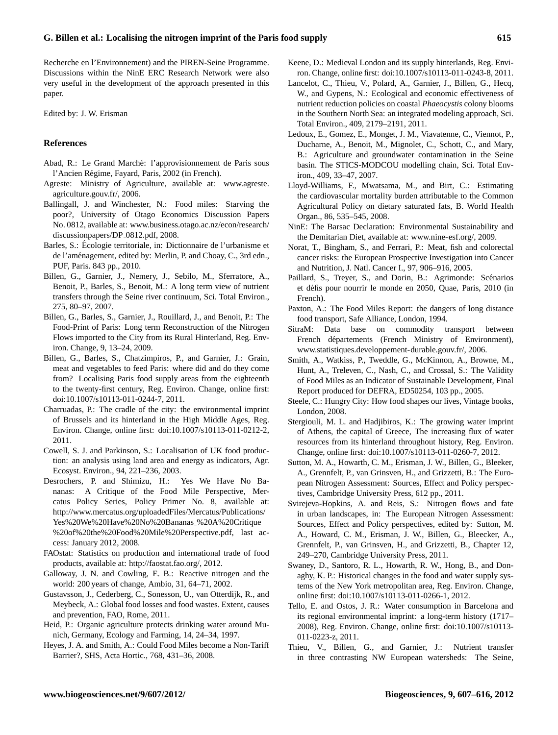Recherche en l'Environnement) and the PIREN-Seine Programme. Discussions within the NinE ERC Research Network were also very useful in the development of the approach presented in this paper.

Edited by: J. W. Erisman

## References

Abad, R.: Le Grand Marché: l'approvisionnement de Paris sous l'Ancien Régime, Fayard, Paris, 2002 (in French).

Agreste: Ministry of Agriculture, available at: www.agreste.agriculture.gouv.fr/, 2006.

Ballingall, J. and Winchester, N.: Food miles: Starving the poor?, University of Otago Economics Discussion Papers No. 0812, available at: www.business.otago.ac.nz/econ/research/discussionpapers/DP_0812.pdf, 2008.

Barles, S.: Écologie territoriale, in: Dictionnaire de l'urbanisme et de l'aménagement, edited by: Merlin, P. and Choay, C., 3rd edn., PUF, Paris. 843 pp., 2010.

Billen, G., Garnier, J., Nemery, J., Sebilo, M., Sferratore, A., Benoit, P., Barles, S., Benoit, M.: A long term view of nutrient transfers through the Seine river continuum, Sci. Total Environ., 275, 80–97, 2007.

Billen, G., Barles, S., Garnier, J., Rouillard, J., and Benoit, P.: The Food-Print of Paris: Long term Reconstruction of the Nitrogen Flows imported to the City from its Rural Hinterland, Reg. Environ. Change, 9, 13–24, 2009.

Billen, G., Barles, S., Chatzimpiros, P., and Garnier, J.: Grain, meat and vegetables to feed Paris: where did and do they come from? Localising Paris food supply areas from the eighteenth to the twenty-first century, Reg. Environ. Change, online first: doi:10.1007/s10113-011-0244-7, 2011.

Charruadas, P.: The cradle of the city: the environmental imprint of Brussels and its hinterland in the High Middle Ages, Reg. Environ. Change, online first: doi:10.1007/s10113-011-0212-2, 2011.

Cowell, S. J. and Parkinson, S.: Localisation of UK food production: an analysis using land area and energy as indicators, Agr. Ecosyst. Environ., 94, 221–236, 2003.

Desrochers, P. and Shimizu, H.: Yes We Have No Bananas: A Critique of the Food Mile Perspective, Mercatus Policy Series, Policy Primer No. 8, available at: http://www.mercatus.org/uploadedFiles/Mercatus/Publications/Yes%20We%20Have%20No%20Bananas_%20A%20Critique%20of%20the%20Food%20Mile%20Perspective.pdf, last access: January 2012, 2008.

FAOstat: Statistics on production and international trade of food products, available at: http://faostat.fao.org/, 2012.

Galloway, J. N. and Cowling, E. B.: Reactive nitrogen and the world: 200 years of change, Ambio, 31, 64–71, 2002.

Gustavsson, J., Cederberg, C., Sonesson, U., van Otterdijk, R., and Meybeck, A.: Global food losses and food wastes. Extent, causes and prevention, FAO, Rome, 2011.

Heid, P.: Organic agriculture protects drinking water around Munich, Germany, Ecology and Farming, 14, 24–34, 1997.

Heyes, J. A. and Smith, A.: Could Food Miles become a Non-Tariff Barrier?, SHS, Acta Hortic., 768, 431–36, 2008.

Keene, D.: Medieval London and its supply hinterlands, Reg. Environ. Change, online first: doi:10.1007/s10113-011-0243-8, 2011.

Lancelot, C., Thieu, V., Polard, A., Garnier, J., Billen, G., Hecq, W., and Gypens, N.: Ecological and economic effectiveness of nutrient reduction policies on coastal *Phaeocystis* colony blooms in the Southern North Sea: an integrated modeling approach, Sci. Total Environ., 409, 2179–2191, 2011.

Ledoux, E., Gomez, E., Monget, J. M., Viavatenne, C., Viennot, P., Ducharne, A., Benoit, M., Mignolet, C., Schott, C., and Mary, B.: Agriculture and groundwater contamination in the Seine basin. The STICS-MODCOU modelling chain, Sci. Total Environ., 409, 33–47, 2007.

Lloyd-Williams, F., Mwatsama, M., and Birt, C.: Estimating the cardiovascular mortality burden attributable to the Common Agricultural Policy on dietary saturated fats, B. World Health Organ., 86, 535–545, 2008.

NinE: The Barsac Declaration: Environmental Sustainability and the Demitarian Diet, available at: www.nine-esf.org/, 2009.

Norat, T., Bingham, S., and Ferrari, P.: Meat, fish and colorectal cancer risks: the European Prospective Investigation into Cancer and Nutrition, J. Natl. Cancer I., 97, 906–916, 2005.

Paillard, S., Treyer, S., and Dorin, B.: Agrimonde: Scénarios et défis pour nourrir le monde en 2050, Quae, Paris, 2010 (in French).

Paxton, A.: The Food Miles Report: the dangers of long distance food transport, Safe Alliance, London, 1994.

SitraM: Data base on commodity transport between French départements (French Ministry of Environment), www.statistiques.developpement-durable.gouv.fr/, 2006.

Smith, A., Watkiss, P., Tweddle, G., McKinnon, A., Browne, M., Hunt, A., Treleven, C., Nash, C., and Crossal, S.: The Validity of Food Miles as an Indicator of Sustainable Development, Final Report produced for DEFRA, ED50254, 103 pp., 2005.

Steele, C.: Hungry City: How food shapes our lives, Vintage books, London, 2008.

Stergiouli, M. L. and Hadjibiros, K.: The growing water imprint of Athens, the capital of Greece, The increasing flux of water resources from its hinterland throughout history, Reg. Environ. Change, online first: doi:10.1007/s10113-011-0260-7, 2012.

Sutton, M. A., Howarth, C. M., Erisman, J. W., Billen, G., Bleeker, A., Grennfelt, P., van Grinsven, H., and Grizzetti, B.: The European Nitrogen Assessment: Sources, Effect and Policy perspectives, Cambridge University Press, 612 pp., 2011.

Svirejeva-Hopkins, A. and Reis, S.: Nitrogen flows and fate in urban landscapes, in: The European Nitrogen Assessment: Sources, Effect and Policy perspectives, edited by: Sutton, M. A., Howard, C. M., Erisman, J. W., Billen, G., Bleecker, A., Grennfelt, P., van Grinsven, H., and Grizzetti, B., Chapter 12, 249–270, Cambridge University Press, 2011.

Swaney, D., Santoro, R. L., Howarth, R. W., Hong, B., and Donaghy, K. P.: Historical changes in the food and water supply systems of the New York metropolitan area, Reg. Environ. Change, online first: doi:10.1007/s10113-011-0266-1, 2012.

Tello, E. and Ostos, J. R.: Water consumption in Barcelona and its regional environmental imprint: a long-term history (1717–2008), Reg. Environ. Change, online first: doi:10.1007/s10113-011-0223-z, 2011.

Thieu, V., Billen, G., and Garnier, J.: Nutrient transfer in three contrasting NW European watersheds: The Seine,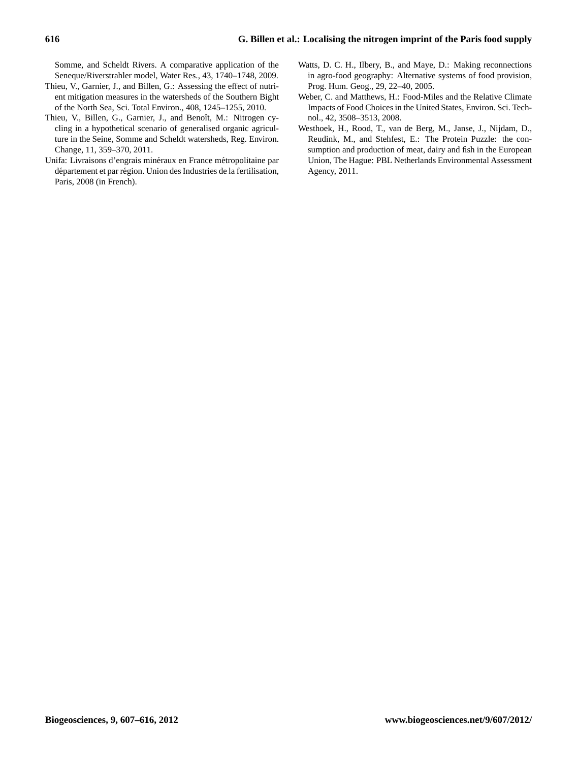Somme, and Scheldt Rivers. A comparative application of the Seneque/Riverstrahler model, Water Res., 43, 1740–1748, 2009.

Thieu, V., Garnier, J., and Billen, G.: Assessing the effect of nutrient mitigation measures in the watersheds of the Southern Bight of the North Sea, Sci. Total Environ., 408, 1245–1255, 2010.

Thieu, V., Billen, G., Garnier, J., and Benoît, M.: Nitrogen cycling in a hypothetical scenario of generalised organic agriculture in the Seine, Somme and Scheldt watersheds, Reg. Environ. Change, 11, 359–370, 2011.

Unifa: Livraisons d'engrais minéraux en France métropolitaine par département et par région. Union des Industries de la fertilisation, Paris, 2008 (in French).

Watts, D. C. H., Ilbery, B., and Maye, D.: Making reconnections in agro-food geography: Alternative systems of food provision, Prog. Hum. Geog., 29, 22–40, 2005.

Weber, C. and Matthews, H.: Food-Miles and the Relative Climate Impacts of Food Choices in the United States, Environ. Sci. Technol., 42, 3508–3513, 2008.

Westhoek, H., Rood, T., van de Berg, M., Janse, J., Nijdam, D., Reudink, M., and Stehfest, E.: The Protein Puzzle: the consumption and production of meat, dairy and fish in the European Union, The Hague: PBL Netherlands Environmental Assessment Agency, 2011.